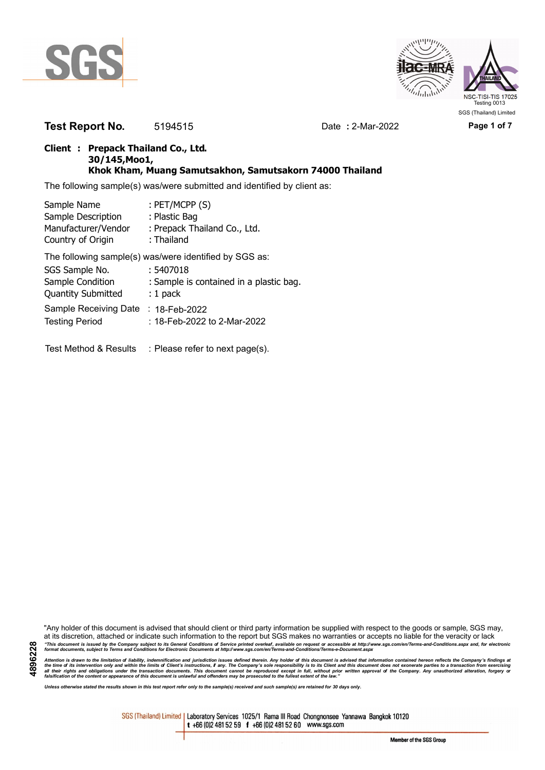SGS (Thailand) Limited

**Test Report No.** 5194515 **Date :** 2-Mar-2022

**Client : Prepack Thailand Co., Ltd.**
**30/145,Moo1,**
**Khok Kham, Muang Samutsakhon, Samutsakorn 74000 Thailand**

The following sample(s) was/were submitted and identified by client as:

| | |
|---|---|
| Sample Name | : PET/MCPP (S) |
| Sample Description | : Plastic Bag |
| Manufacturer/Vendor | : Prepack Thailand Co., Ltd. |
| Country of Origin | : Thailand |

The following sample(s) was/were identified by SGS as:

| | |
|---|---|
| SGS Sample No. | : 5407018 |
| Sample Condition | : Sample is contained in a plastic bag. |
| Quantity Submitted | : 1 pack |
| Sample Receiving Date | : 18-Feb-2022 |
| Testing Period | : 18-Feb-2022 to 2-Mar-2022 |

Test Method & Results : Please refer to next page(s).

"Any holder of this document is advised that should client or third party information be supplied with respect to the goods or sample, SGS may, at its discretion, attached or indicate such information to the report but SGS makes no warranties or accepts no liable for the veracity or lack

*"This document is issued by the Company subject to its General Conditions of Service printed overleaf, available on request or accessible at http://www.sgs.com/en/Terms-and-Conditions.aspx and, for electronic format documents, subject to Terms and Conditions for Electronic Documents at http://www.sgs.com/en/Terms-and-Conditions/Terms-e-Document.aspx*

*Attention is drawn to the limitation of liability, indemnification and jurisdiction issues defined therein. Any holder of this document is advised that information contained hereon reflects the Company's findings at the time of its intervention only and within the limits of Client's instructions, if any. The Company's sole responsibility is to its Client and this document does not exonerate parties to a transaction from exercising all their rights and obligations under the transaction documents. This document cannot be reproduced except in full, without prior written approval of the Company. Any unauthorized alteration, forgery or falsification of the content or appearance of this document is unlawful and offenders may be prosecuted to the fullest extent of the law."*

*Unless otherwise stated the results shown in this test report refer only to the sample(s) received and such sample(s) are retained for 30 days only.*

4896228

SGS (Thailand) Limited | Laboratory Services 1025/1 Rama III Road Chongnonsee Yannawa Bangkok 10120
t +66 (0)2 481 52 59 f +66 (0)2 481 52 60 www.sgs.com

Member of the SGS Group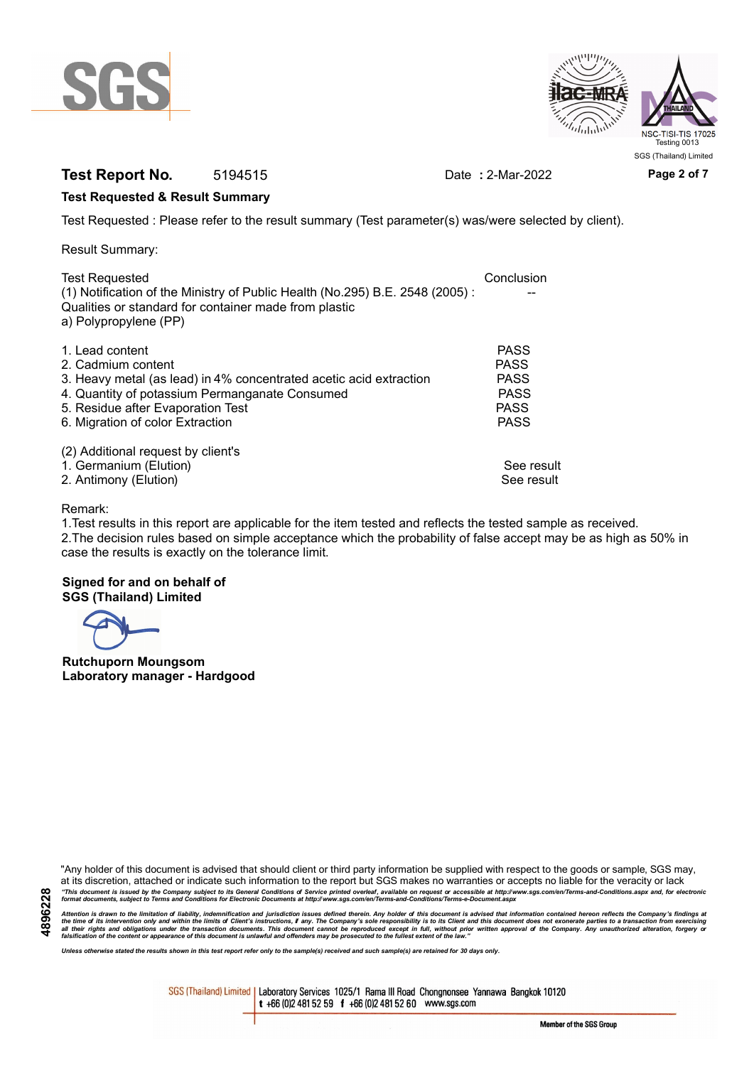**Test Report No.** 5194515 Date : 2-Mar-2022

**Test Requested & Result Summary**

Test Requested : Please refer to the result summary (Test parameter(s) was/were selected by client).

Result Summary:

| Test Requested | Conclusion |
|---|---|
| (1) Notification of the Ministry of Public Health (No.295) B.E. 2548 (2005) : Qualities or standard for container made from plastic<br>a) Polypropylene (PP) | -- |
| 1. Lead content | PASS |
| 2. Cadmium content | PASS |
| 3. Heavy metal (as lead) in 4% concentrated acetic acid extraction | PASS |
| 4. Quantity of potassium Permanganate Consumed | PASS |
| 5. Residue after Evaporation Test | PASS |
| 6. Migration of color Extraction | PASS |
| (2) Additional request by client's | |
| 1. Germanium (Elution) | See result |
| 2. Antimony (Elution) | See result |

Remark:

1.Test results in this report are applicable for the item tested and reflects the tested sample as received.
2.The decision rules based on simple acceptance which the probability of false accept may be as high as 50% in case the results is exactly on the tolerance limit.

**Signed for and on behalf of**
**SGS (Thailand) Limited**

**Rutchuporn Moungsom**
**Laboratory manager - Hardgood**

"Any holder of this document is advised that should client or third party information be supplied with respect to the goods or sample, SGS may, at its discretion, attach or indicate such information to the report but SGS makes no warranties or accepts no liable for the veracity or lack

*"This document is issued by the Company subject to its General Conditions of Service printed overleaf, available on request or accessible at http://www.sgs.com/en/Terms-and-Conditions.aspx and, for electronic format documents, subject to Terms and Conditions for Electronic Documents at http://www.sgs.com/en/Terms-and-Conditions/Terms-e-Document.aspx*

*Attention is drawn to the limitation of liability, indemnification and jurisdiction issues defined therein. Any holder of this document is advised that information contained hereon reflects the Company's findings at the time of its intervention only and within the limits of Client's instructions, if any. The Company's sole responsibility is to its Client and this document does not exonerate parties to a transaction from exercising all their rights and obligations under the transaction documents. This document cannot be reproduced except in full, without prior written approval of the Company. Any unauthorized alteration, forgery or falsification of the content or appearance of this document is unlawful and offenders may be prosecuted to the fullest extent of the law."*

*Unless otherwise stated the results shown in this test report refer only to the sample(s) received and such sample(s) are retained for 30 days only.*

4896228

SGS (Thailand) Limited | Laboratory Services 1025/1 Rama III Road Chongnonsee Yannawa Bangkok 10120
t +66 (0)2 481 52 59 f +66 (0)2 481 52 60 www.sgs.com

Member of the SGS Group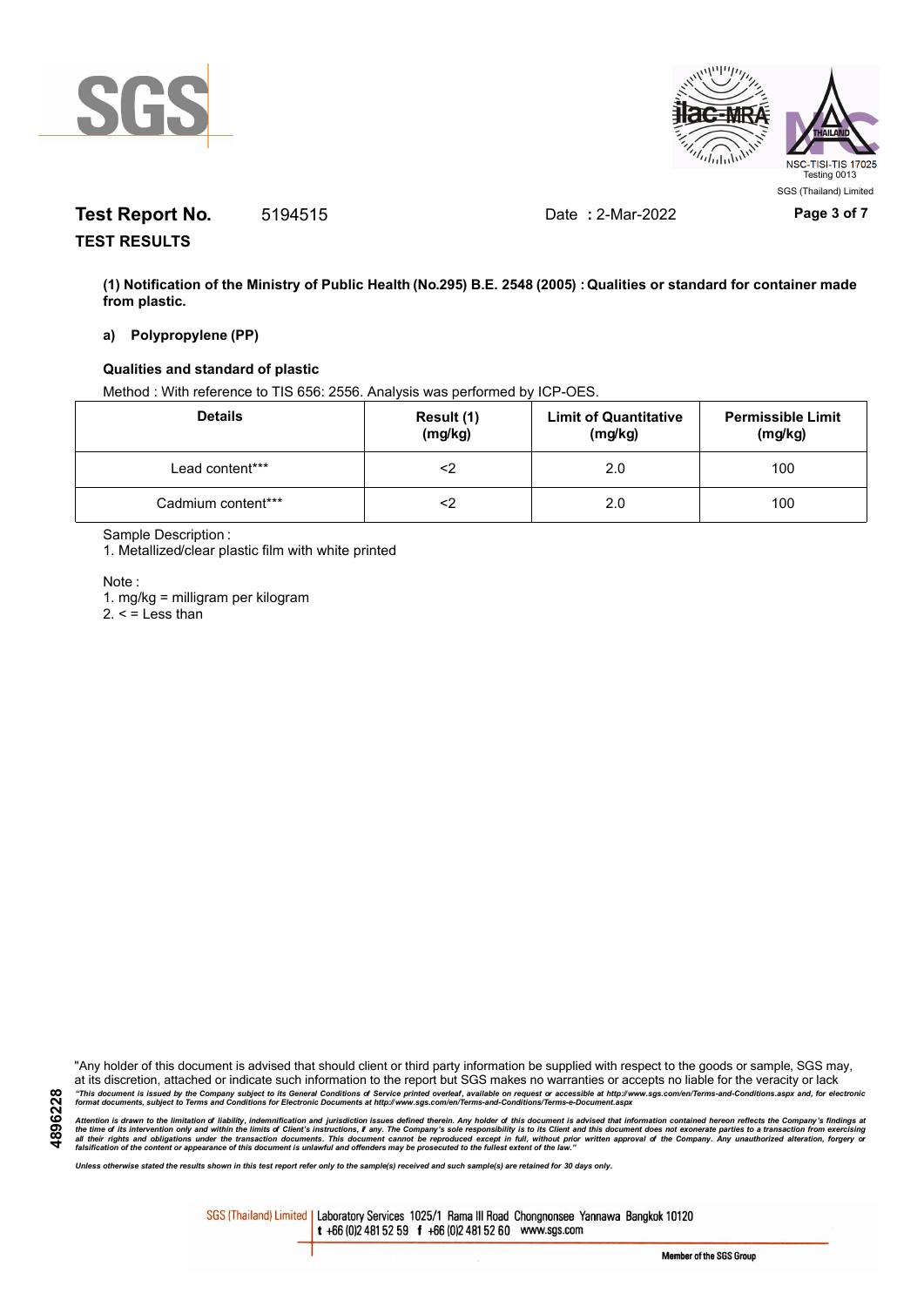**Test Report No.** 5194515 Date : 2-Mar-2022

**TEST RESULTS**

**(1) Notification of the Ministry of Public Health (No.295) B.E. 2548 (2005) : Qualities or standard for container made from plastic.**

**a) Polypropylene (PP)**

**Qualities and standard of plastic**

Method : With reference to TIS 656: 2556. Analysis was performed by ICP-OES.

| Details | Result (1) (mg/kg) | Limit of Quantitative (mg/kg) | Permissible Limit (mg/kg) |
|---|---|---|---|
| Lead content*** | <2 | 2.0 | 100 |
| Cadmium content*** | <2 | 2.0 | 100 |

Sample Description :

1. Metallized/clear plastic film with white printed

Note :

1. mg/kg = milligram per kilogram
2. < = Less than

"Any holder of this document is advised that should client or third party information be supplied with respect to the goods or sample, SGS may, at its discretion, attached or indicate such information to the report but SGS makes no warranties or accepts no liable for the veracity or lack

*"This document is issued by the Company subject to its General Conditions of Service printed overleaf, available on request or accessible at http://www.sgs.com/en/Terms-and-Conditions.aspx and, for electronic format documents, subject to Terms and Conditions for Electronic Documents at http://www.sgs.com/en/Terms-and-Conditions/Terms-e-Document.aspx*

*Attention is drawn to the limitation of liability, indemnification and jurisdiction issues defined therein. Any holder of this document is advised that information contained hereon reflects the Company's findings at the time of its intervention only and within the limits of Client's instructions, if any. The Company's sole responsibility is to its Client and this document does not exonerate parties to a transaction from exercising all their rights and obligations under the transaction documents. This document cannot be reproduced except in full, without prior written approval of the Company. Any unauthorized alteration, forgery or falsification of the content or appearance of this document is unlawful and offenders may be prosecuted to the fullest extent of the law."*

*Unless otherwise stated the results shown in this test report refer only to the sample(s) received and such sample(s) are retained for 30 days only.*

SGS (Thailand) Limited | Laboratory Services 1025/1 Rama III Road Chongnonsee Yannawa Bangkok 10120 t +66 (0)2 481 52 59 f +66 (0)2 481 52 60 www.sgs.com

Member of the SGS Group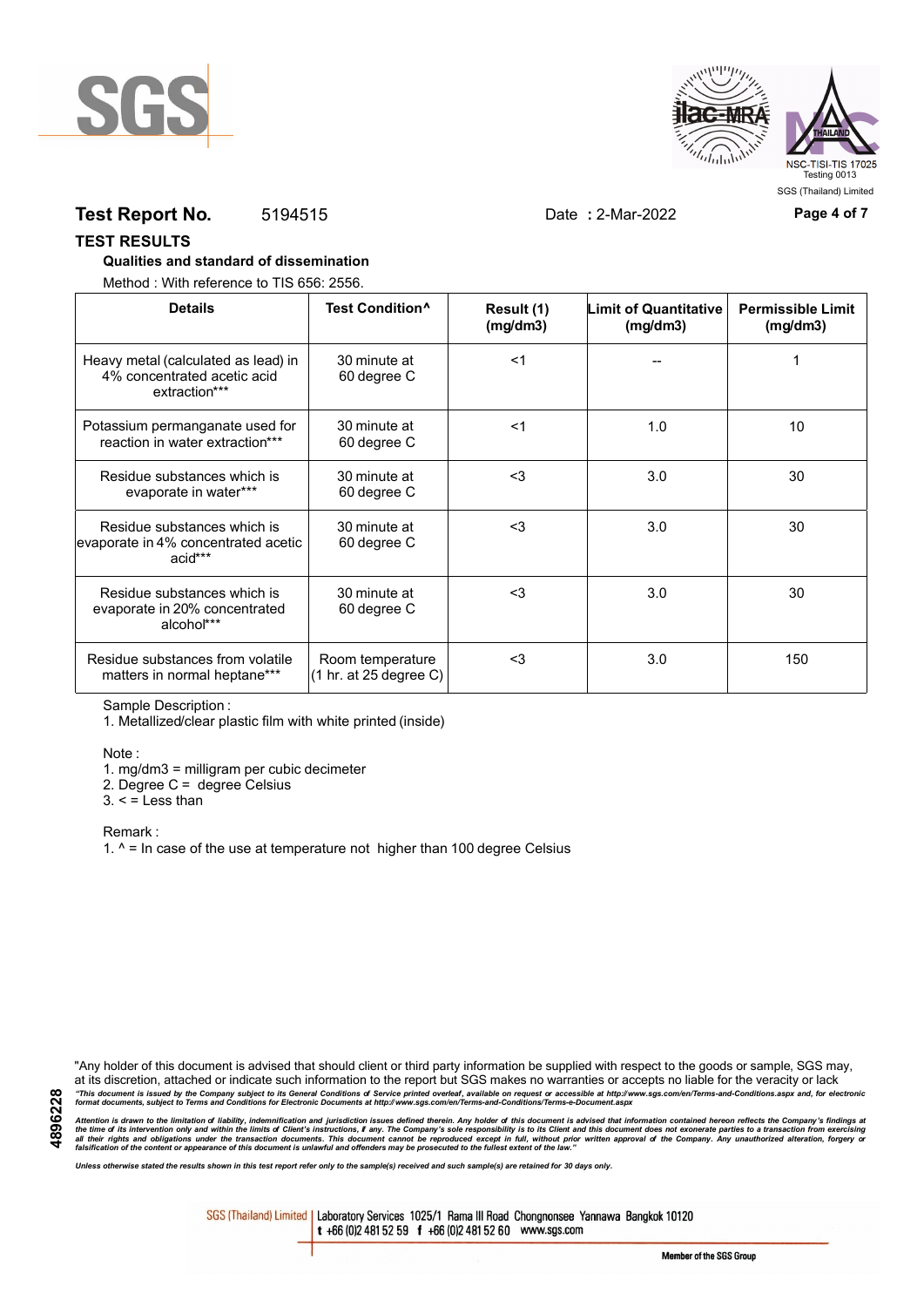**Test Report No.** 5194515 Date **:** 2-Mar-2022

## TEST RESULTS

**Qualities and standard of dissemination**

Method : With reference to TIS 656: 2556.

| Details | Test Condition^ | Result (1) (mg/dm3) | Limit of Quantitative (mg/dm3) | Permissible Limit (mg/dm3) |
|---|---|---|---|---|
| Heavy metal (calculated as lead) in 4% concentrated acetic acid extraction*** | 30 minute at 60 degree C | <1 | -- | 1 |
| Potassium permanganate used for reaction in water extraction*** | 30 minute at 60 degree C | <1 | 1.0 | 10 |
| Residue substances which is evaporate in water*** | 30 minute at 60 degree C | <3 | 3.0 | 30 |
| Residue substances which is evaporate in 4% concentrated acetic acid*** | 30 minute at 60 degree C | <3 | 3.0 | 30 |
| Residue substances which is evaporate in 20% concentrated alcohol*** | 30 minute at 60 degree C | <3 | 3.0 | 30 |
| Residue substances from volatile matters in normal heptane*** | Room temperature (1 hr. at 25 degree C) | <3 | 3.0 | 150 |

Sample Description :

1. Metallized/clear plastic film with white printed (inside)

Note :

1. mg/dm3 = milligram per cubic decimeter
2. Degree C = degree Celsius
3. < = Less than

Remark :

1. ^ = In case of the use at temperature not higher than 100 degree Celsius

"Any holder of this document is advised that should client or third party information be supplied with respect to the goods or sample, SGS may, at its discretion, attached or indicate such information to the report but SGS makes no warranties or accepts no liable for the veracity or lack

*"This document is issued by the Company subject to its General Conditions of Service printed overleaf, available on request or accessible at http://www.sgs.com/en/Terms-and-Conditions.aspx and, for electronic format documents, subject to Terms and Conditions for Electronic Documents at http://www.sgs.com/en/Terms-and-Conditions/Terms-e-Document.aspx*

*Attention is drawn to the limitation of liability, indemnification and jurisdiction issues defined therein. Any holder of this document is advised that information contained hereon reflects the Company's findings at the time of its intervention only and within the limits of Client's instructions, if any. The Company's sole responsibility is to its Client and this document does not exonerate parties to a transaction from exercising all their rights and obligations under the transaction documents. This document cannot be reproduced except in full, without prior written approval of the Company. Any unauthorized alteration, forgery or falsification of the content or appearance of this document is unlawful and offenders may be prosecuted to the fullest extent of the law."*

*Unless otherwise stated the results shown in this test report refer only to the sample(s) received and such sample(s) are retained for 30 days only.*

SGS (Thailand) Limited | Laboratory Services 1025/1 Rama III Road Chongnonsee Yannawa Bangkok 10120 t +66 (0)2 481 52 59 f +66 (0)2 481 52 60 www.sgs.com

Member of the SGS Group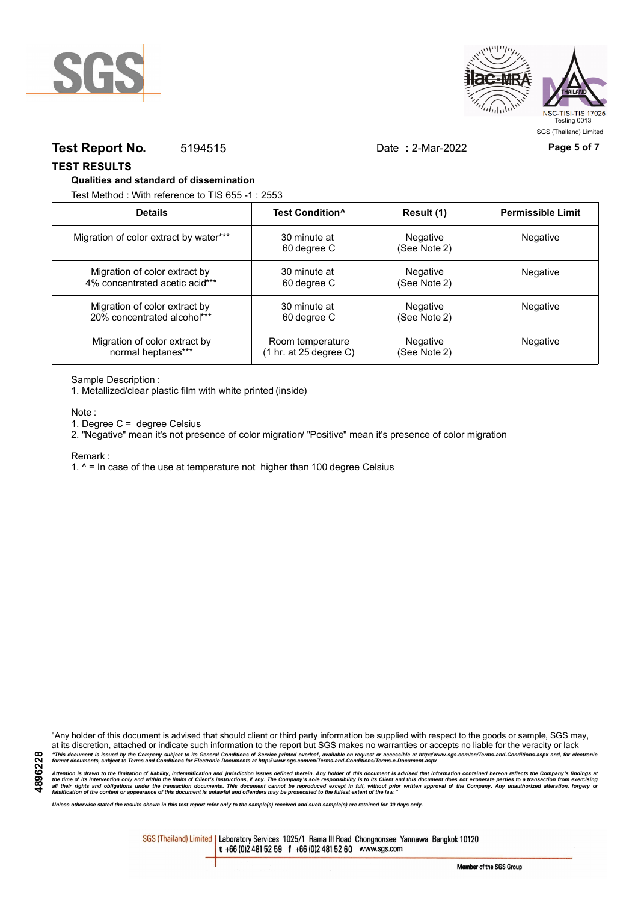**Test Report No.** 5194515 Date : 2-Mar-2022

## TEST RESULTS

### Qualities and standard of dissemination

Test Method : With reference to TIS 655 -1 : 2553

| Details | Test Condition^ | Result (1) | Permissible Limit |
|---|---|---|---|
| Migration of color extract by water*** | 30 minute at 60 degree C | Negative (See Note 2) | Negative |
| Migration of color extract by 4% concentrated acetic acid*** | 30 minute at 60 degree C | Negative (See Note 2) | Negative |
| Migration of color extract by 20% concentrated alcohol*** | 30 minute at 60 degree C | Negative (See Note 2) | Negative |
| Migration of color extract by normal heptanes*** | Room temperature (1 hr. at 25 degree C) | Negative (See Note 2) | Negative |

Sample Description :

1. Metallized/clear plastic film with white printed (inside)

Note :

1. Degree C = degree Celsius
2. "Negative" mean it's not presence of color migration/ "Positive" mean it's presence of color migration

Remark :

1. ^ = In case of the use at temperature not higher than 100 degree Celsius

"Any holder of this document is advised that should client or third party information be supplied with respect to the goods or sample, SGS may, at its discretion, attached or indicate such information to the report but SGS makes no warranties or accepts no liable for the veracity or lack

*"This document is issued by the Company subject to its General Conditions of Service printed overleaf, available on request or accessible at http://www.sgs.com/en/Terms-and-Conditions.aspx and, for electronic format documents, subject to Terms and Conditions for Electronic Documents at http://www.sgs.com/en/Terms-and-Conditions/Terms-e-Document.aspx*

*Attention is drawn to the limitation of liability, indemnification and jurisdiction issues defined therein. Any holder of this document is advised that information contained hereon reflects the Company's findings at the time of its intervention only and within the limits of Client's instructions, if any. The Company's sole responsibility is to its Client and this document does not exonerate parties to a transaction from exercising all their rights and obligations under the transaction documents. This document cannot be reproduced except in full, without prior written approval of the Company. Any unauthorized alteration, forgery or falsification of the content or appearance of this document is unlawful and offenders may be prosecuted to the fullest extent of the law."*

*Unless otherwise stated the results shown in this test report refer only to the sample(s) received and such sample(s) are retained for 30 days only.*

SGS (Thailand) Limited | Laboratory Services 1025/1 Rama III Road Chongnonsee Yannawa Bangkok 10120
t +66 (0)2 481 52 59 f +66 (0)2 481 52 60 www.sgs.com

Member of the SGS Group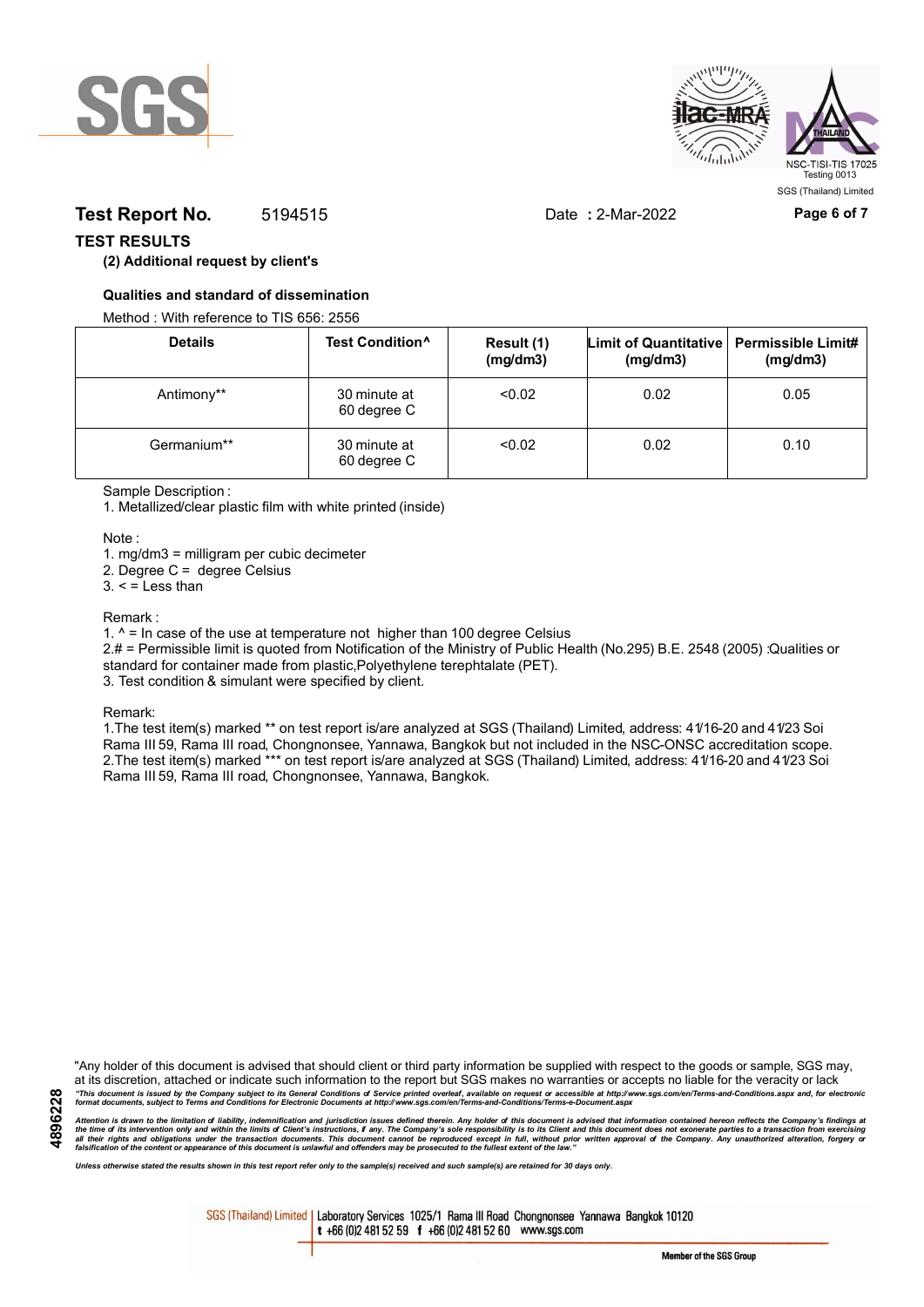**Test Report No.** 5194515 Date : 2-Mar-2022

## TEST RESULTS

**(2) Additional request by client's**

**Qualities and standard of dissemination**

Method : With reference to TIS 656: 2556

| Details | Test Condition^ | Result (1) (mg/dm3) | Limit of Quantitative (mg/dm3) | Permissible Limit# (mg/dm3) |
|---|---|---|---|---|
| Antimony** | 30 minute at 60 degree C | <0.02 | 0.02 | 0.05 |
| Germanium** | 30 minute at 60 degree C | <0.02 | 0.02 | 0.10 |

Sample Description :

1. Metallized/clear plastic film with white printed (inside)

Note :

1. mg/dm3 = milligram per cubic decimeter
2. Degree C = degree Celsius
3. < = Less than

Remark :

1. ^ = In case of the use at temperature not higher than 100 degree Celsius
2. # = Permissible limit is quoted from Notification of the Ministry of Public Health (No.295) B.E. 2548 (2005) :Qualities or standard for container made from plastic,Polyethylene terephtalate (PET).
3. Test condition & simulant were specified by client.

Remark:

1. The test item(s) marked ** on test report is/are analyzed at SGS (Thailand) Limited, address: 41/16-20 and 41/23 Soi Rama III 59, Rama III road, Chongnonsee, Yannawa, Bangkok but not included in the NSC-ONSC accreditation scope.
2. The test item(s) marked *** on test report is/are analyzed at SGS (Thailand) Limited, address: 41/16-20 and 41/23 Soi Rama III 59, Rama III road, Chongnonsee, Yannawa, Bangkok.

"Any holder of this document is advised that should client or third party information be supplied with respect to the goods or sample, SGS may, at its discretion, attached or indicate such information to the report but SGS makes no warranties or accepts no liable for the veracity or lack

*"This document is issued by the Company subject to its General Conditions of Service printed overleaf, available on request or accessible at http://www.sgs.com/en/Terms-and-Conditions.aspx and, for electronic format documents, subject to Terms and Conditions for Electronic Documents at http://www.sgs.com/en/Terms-and-Conditions/Terms-e-Document.aspx*

*Attention is drawn to the limitation of liability, indemnification and jurisdiction issues defined therein. Any holder of this document is advised that information contained hereon reflects the Company's findings at the time of its intervention only and within the limits of Client's instructions, if any. The Company's sole responsibility is to its Client and this document does not exonerate parties to a transaction from exercising all their rights and obligations under the transaction documents. This document cannot be reproduced except in full, without prior written approval of the Company. Any unauthorized alteration, forgery or falsification of the content or appearance of this document is unlawful and offenders may be prosecuted to the fullest extent of the law."*

*Unless otherwise stated the results shown in this test report refer only to the sample(s) received and such sample(s) are retained for 30 days only.*

SGS (Thailand) Limited | Laboratory Services 1025/1 Rama III Road Chongnonsee Yannawa Bangkok 10120 t +66 (0)2 481 52 59 f +66 (0)2 481 52 60 www.sgs.com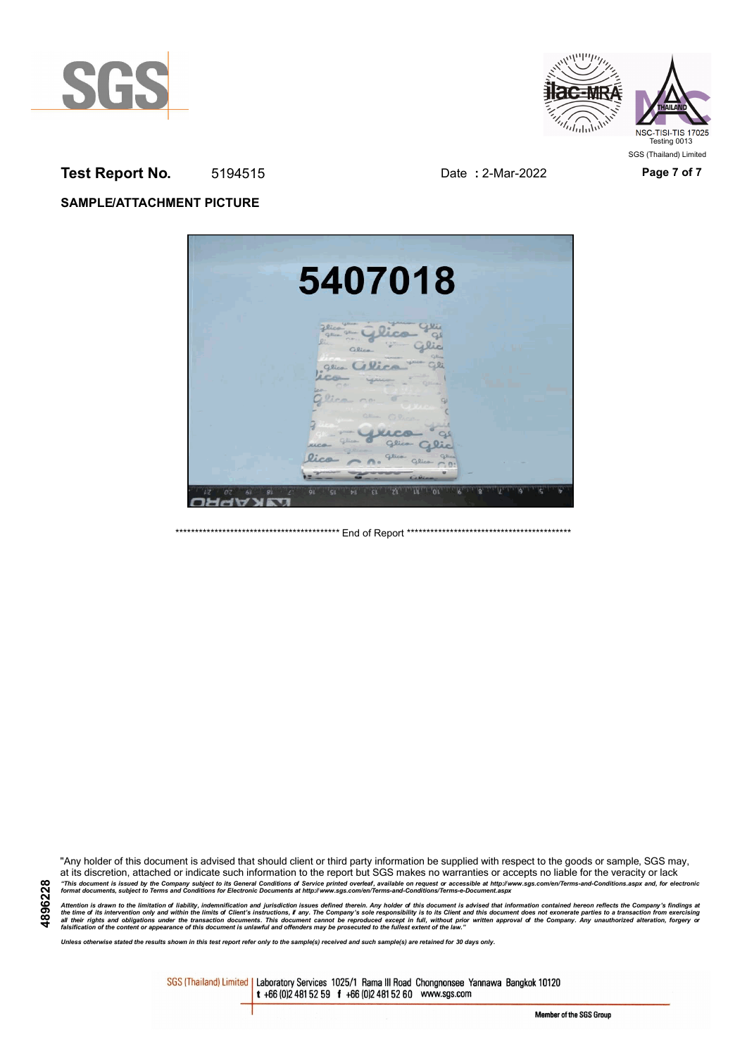**Test Report No.** 5194515 Date **:** 2-Mar-2022

**SAMPLE/ATTACHMENT PICTURE**

5407018

\*\*\*\*\*\*\*\*\*\*\*\*\*\*\*\*\*\*\*\*\*\*\*\*\*\*\*\*\*\*\*\*\*\*\*\*\*\*\*\*\*\*\*\* End of Report \*\*\*\*\*\*\*\*\*\*\*\*\*\*\*\*\*\*\*\*\*\*\*\*\*\*\*\*\*\*\*\*\*\*\*\*\*\*\*\*\*\*\*\*

"Any holder of this document is advised that should client or third party information be supplied with respect to the goods or sample, SGS may, at its discretion, attached or indicate such information to the report but SGS makes no warranties or accepts no liable for the veracity or lack

*"This document is issued by the Company subject to its General Conditions of Service printed overleaf, available on request or accessible at http://www.sgs.com/en/Terms-and-Conditions.aspx and, for electronic format documents, subject to Terms and Conditions for Electronic Documents at http://www.sgs.com/en/Terms-and-Conditions/Terms-e-Document.aspx*

*Attention is drawn to the limitation of liability, indemnification and jurisdiction issues defined therein. Any holder of this document is advised that information contained hereon reflects the Company's findings at the time of its intervention only and within the limits of Client's instructions, if any. The Company's sole responsibility is to its Client and this document does not exonerate parties to a transaction from exercising all their rights and obligations under the transaction documents. This document cannot be reproduced except in full, without prior written approval of the Company. Any unauthorized alteration, forgery or falsification of the content or appearance of this document is unlawful and offenders may be prosecuted to the fullest extent of the law."*

*Unless otherwise stated the results shown in this test report refer only to the sample(s) received and such sample(s) are retained for 30 days only.*

4896228